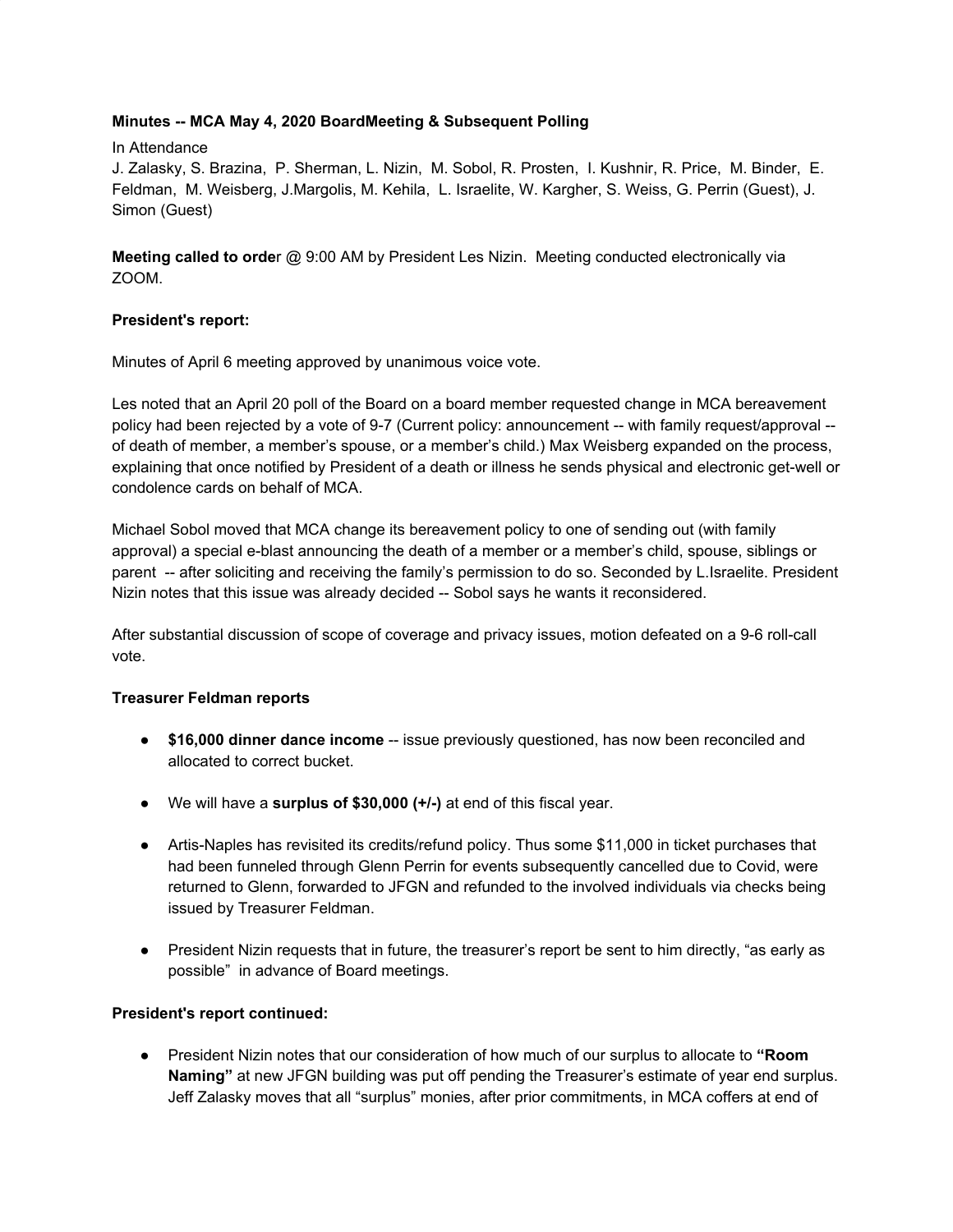**Minutes -- MCA May 4, 2020 BoardMeeting & Subsequent Polling**

In Attendance
J. Zalasky, S. Brazina, P. Sherman, L. Nizin, M. Sobol, R. Prosten, I. Kushnir, R. Price, M. Binder, E. Feldman, M. Weisberg, J.Margolis, M. Kehila, L. Israelite, W. Kargher, S. Weiss, G. Perrin (Guest), J. Simon (Guest)

**Meeting called to orde**r @ 9:00 AM by President Les Nizin. Meeting conducted electronically via ZOOM.

**President's report:**

Minutes of April 6 meeting approved by unanimous voice vote.

Les noted that an April 20 poll of the Board on a board member requested change in MCA bereavement policy had been rejected by a vote of 9-7 (Current policy: announcement -- with family request/approval -- of death of member, a member's spouse, or a member's child.) Max Weisberg expanded on the process, explaining that once notified by President of a death or illness he sends physical and electronic get-well or condolence cards on behalf of MCA.

Michael Sobol moved that MCA change its bereavement policy to one of sending out (with family approval) a special e-blast announcing the death of a member or a member's child, spouse, siblings or parent -- after soliciting and receiving the family's permission to do so. Seconded by L.Israelite. President Nizin notes that this issue was already decided -- Sobol says he wants it reconsidered.

After substantial discussion of scope of coverage and privacy issues, motion defeated on a 9-6 roll-call vote.

**Treasurer Feldman reports**

- **$16,000 dinner dance income** -- issue previously questioned, has now been reconciled and allocated to correct bucket.
- We will have a **surplus of $30,000 (+/-)** at end of this fiscal year.
- Artis-Naples has revisited its credits/refund policy. Thus some $11,000 in ticket purchases that had been funneled through Glenn Perrin for events subsequently cancelled due to Covid, were returned to Glenn, forwarded to JFGN and refunded to the involved individuals via checks being issued by Treasurer Feldman.
- President Nizin requests that in future, the treasurer's report be sent to him directly, "as early as possible" in advance of Board meetings.

**President's report continued:**

- President Nizin notes that our consideration of how much of our surplus to allocate to **"Room Naming"** at new JFGN building was put off pending the Treasurer's estimate of year end surplus. Jeff Zalasky moves that all "surplus" monies, after prior commitments, in MCA coffers at end of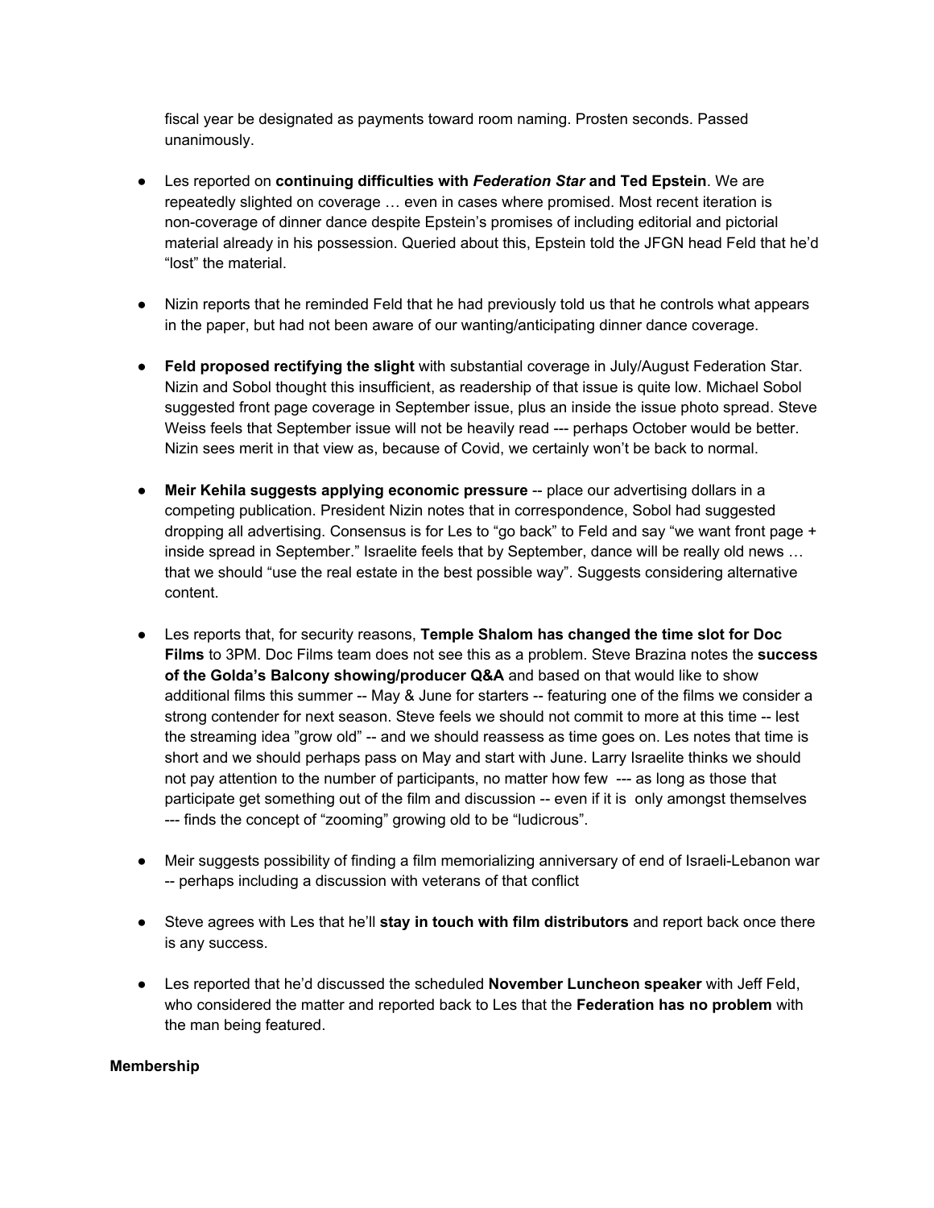fiscal year be designated as payments toward room naming. Prosten seconds. Passed unanimously.

- Les reported on **continuing difficulties with *Federation Star* and Ted Epstein**. We are repeatedly slighted on coverage … even in cases where promised. Most recent iteration is non-coverage of dinner dance despite Epstein's promises of including editorial and pictorial material already in his possession. Queried about this, Epstein told the JFGN head Feld that he'd "lost" the material.

- Nizin reports that he reminded Feld that he had previously told us that he controls what appears in the paper, but had not been aware of our wanting/anticipating dinner dance coverage.

- **Feld proposed rectifying the slight** with substantial coverage in July/August Federation Star. Nizin and Sobol thought this insufficient, as readership of that issue is quite low. Michael Sobol suggested front page coverage in September issue, plus an inside the issue photo spread. Steve Weiss feels that September issue will not be heavily read --- perhaps October would be better. Nizin sees merit in that view as, because of Covid, we certainly won't be back to normal.

- **Meir Kehila suggests applying economic pressure** -- place our advertising dollars in a competing publication. President Nizin notes that in correspondence, Sobol had suggested dropping all advertising. Consensus is for Les to "go back" to Feld and say "we want front page + inside spread in September." Israelite feels that by September, dance will be really old news … that we should "use the real estate in the best possible way". Suggests considering alternative content.

- Les reports that, for security reasons, **Temple Shalom has changed the time slot for Doc Films** to 3PM. Doc Films team does not see this as a problem. Steve Brazina notes the **success of the Golda's Balcony showing/producer Q&A** and based on that would like to show additional films this summer -- May & June for starters -- featuring one of the films we consider a strong contender for next season. Steve feels we should not commit to more at this time -- lest the streaming idea "grow old" -- and we should reassess as time goes on. Les notes that time is short and we should perhaps pass on May and start with June. Larry Israelite thinks we should not pay attention to the number of participants, no matter how few --- as long as those that participate get something out of the film and discussion -- even if it is only amongst themselves --- finds the concept of "zooming" growing old to be "ludicrous".

- Meir suggests possibility of finding a film memorializing anniversary of end of Israeli-Lebanon war -- perhaps including a discussion with veterans of that conflict

- Steve agrees with Les that he'll **stay in touch with film distributors** and report back once there is any success.

- Les reported that he'd discussed the scheduled **November Luncheon speaker** with Jeff Feld, who considered the matter and reported back to Les that the **Federation has no problem** with the man being featured.

**Membership**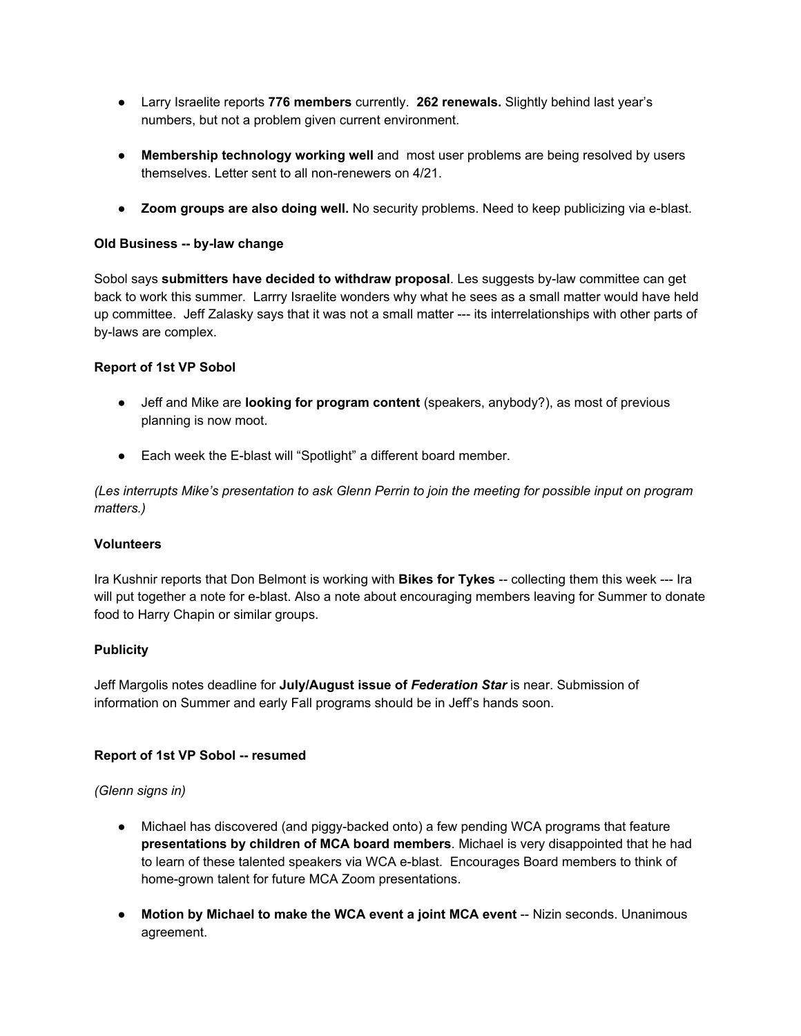- Larry Israelite reports **776 members** currently.  **262 renewals.** Slightly behind last year's numbers, but not a problem given current environment.

- **Membership technology working well** and  most user problems are being resolved by users themselves. Letter sent to all non-renewers on 4/21.

- **Zoom groups are also doing well.** No security problems. Need to keep publicizing via e-blast.

**Old Business -- by-law change**

Sobol says **submitters have decided to withdraw proposal**. Les suggests by-law committee can get back to work this summer.  Larrry Israelite wonders why what he sees as a small matter would have held up committee.  Jeff Zalasky says that it was not a small matter --- its interrelationships with other parts of by-laws are complex.

**Report of 1st VP Sobol**

- Jeff and Mike are **looking for program content** (speakers, anybody?), as most of previous planning is now moot.

- Each week the E-blast will "Spotlight" a different board member.

*(Les interrupts Mike's presentation to ask Glenn Perrin to join the meeting for possible input on program matters.)*

**Volunteers**

Ira Kushnir reports that Don Belmont is working with **Bikes for Tykes** -- collecting them this week --- Ira will put together a note for e-blast. Also a note about encouraging members leaving for Summer to donate food to Harry Chapin or similar groups.

**Publicity**

Jeff Margolis notes deadline for **July/August issue of *Federation Star*** is near. Submission of information on Summer and early Fall programs should be in Jeff's hands soon.

**Report of 1st VP Sobol -- resumed**

*(Glenn signs in)*

- Michael has discovered (and piggy-backed onto) a few pending WCA programs that feature **presentations by children of MCA board members**. Michael is very disappointed that he had to learn of these talented speakers via WCA e-blast.  Encourages Board members to think of home-grown talent for future MCA Zoom presentations.

- **Motion by Michael to make the WCA event a joint MCA event** -- Nizin seconds. Unanimous agreement.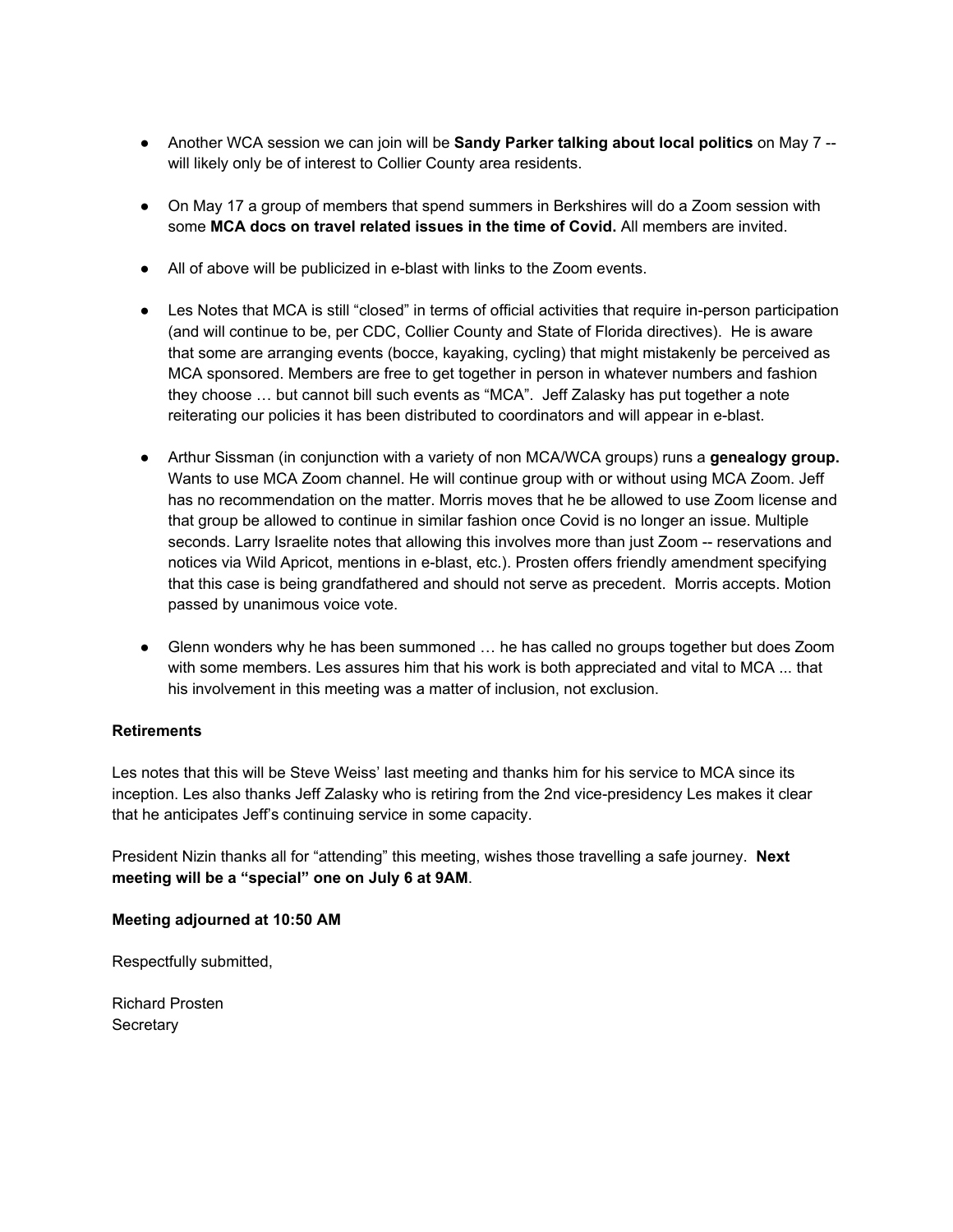- Another WCA session we can join will be **Sandy Parker talking about local politics** on May 7 -- will likely only be of interest to Collier County area residents.

- On May 17 a group of members that spend summers in Berkshires will do a Zoom session with some **MCA docs on travel related issues in the time of Covid.** All members are invited.

- All of above will be publicized in e-blast with links to the Zoom events.

- Les Notes that MCA is still "closed" in terms of official activities that require in-person participation (and will continue to be, per CDC, Collier County and State of Florida directives). He is aware that some are arranging events (bocce, kayaking, cycling) that might mistakenly be perceived as MCA sponsored. Members are free to get together in person in whatever numbers and fashion they choose … but cannot bill such events as "MCA". Jeff Zalasky has put together a note reiterating our policies it has been distributed to coordinators and will appear in e-blast.

- Arthur Sissman (in conjunction with a variety of non MCA/WCA groups) runs a **genealogy group.** Wants to use MCA Zoom channel. He will continue group with or without using MCA Zoom. Jeff has no recommendation on the matter. Morris moves that he be allowed to use Zoom license and that group be allowed to continue in similar fashion once Covid is no longer an issue. Multiple seconds. Larry Israelite notes that allowing this involves more than just Zoom -- reservations and notices via Wild Apricot, mentions in e-blast, etc.). Prosten offers friendly amendment specifying that this case is being grandfathered and should not serve as precedent. Morris accepts. Motion passed by unanimous voice vote.

- Glenn wonders why he has been summoned … he has called no groups together but does Zoom with some members. Les assures him that his work is both appreciated and vital to MCA ... that his involvement in this meeting was a matter of inclusion, not exclusion.

**Retirements**

Les notes that this will be Steve Weiss' last meeting and thanks him for his service to MCA since its inception. Les also thanks Jeff Zalasky who is retiring from the 2nd vice-presidency Les makes it clear that he anticipates Jeff's continuing service in some capacity.

President Nizin thanks all for "attending" this meeting, wishes those travelling a safe journey. **Next meeting will be a "special" one on July 6 at 9AM**.

**Meeting adjourned at 10:50 AM**

Respectfully submitted,

Richard Prosten
Secretary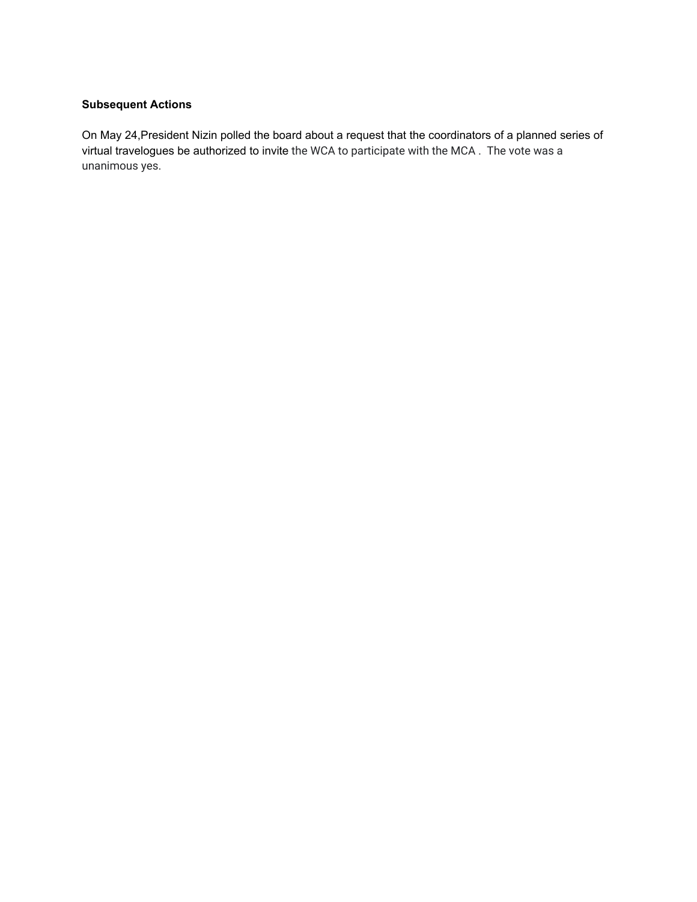**Subsequent Actions**

On May 24,President Nizin polled the board about a request that the coordinators of a planned series of virtual travelogues be authorized to invite the WCA to participate with the MCA . The vote was a unanimous yes.